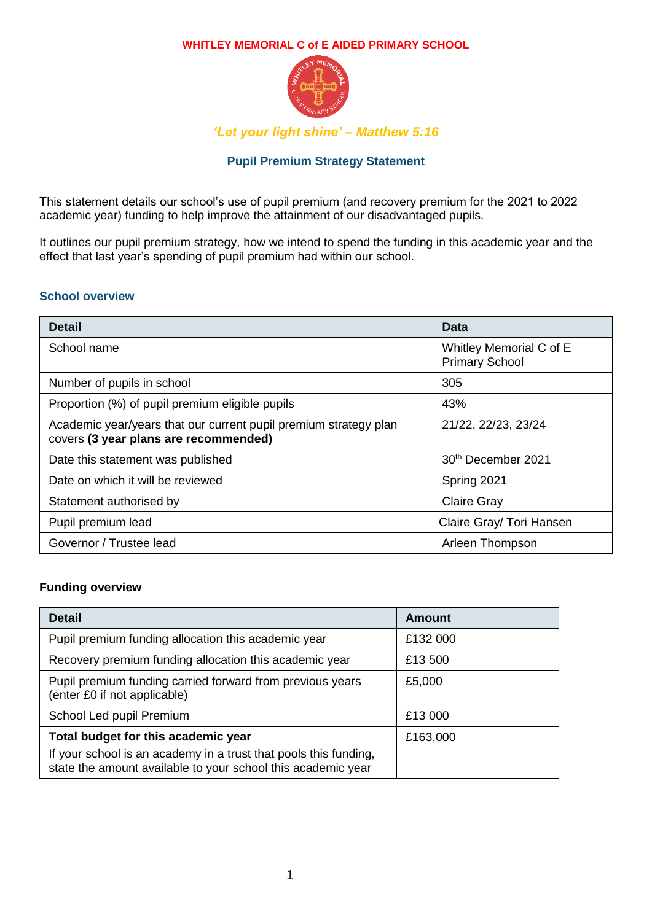**WHITLEY MEMORIAL C of E AIDED PRIMARY SCHOOL**

*'Let your light shine' – Matthew 5:16*

## Pupil Premium Strategy Statement

This statement details our school's use of pupil premium (and recovery premium for the 2021 to 2022 academic year) funding to help improve the attainment of our disadvantaged pupils.

It outlines our pupil premium strategy, how we intend to spend the funding in this academic year and the effect that last year's spending of pupil premium had within our school.

### School overview

| Detail | Data |
|---|---|
| School name | Whitley Memorial C of E Primary School |
| Number of pupils in school | 305 |
| Proportion (%) of pupil premium eligible pupils | 43% |
| Academic year/years that our current pupil premium strategy plan covers **(3 year plans are recommended)** | 21/22, 22/23, 23/24 |
| Date this statement was published | 30th December 2021 |
| Date on which it will be reviewed | Spring 2021 |
| Statement authorised by | Claire Gray |
| Pupil premium lead | Claire Gray/ Tori Hansen |
| Governor / Trustee lead | Arleen Thompson |

### Funding overview

| Detail | Amount |
|---|---|
| Pupil premium funding allocation this academic year | £132 000 |
| Recovery premium funding allocation this academic year | £13 500 |
| Pupil premium funding carried forward from previous years (enter £0 if not applicable) | £5,000 |
| School Led pupil Premium | £13 000 |
| **Total budget for this academic year** If your school is an academy in a trust that pools this funding, state the amount available to your school this academic year | £163,000 |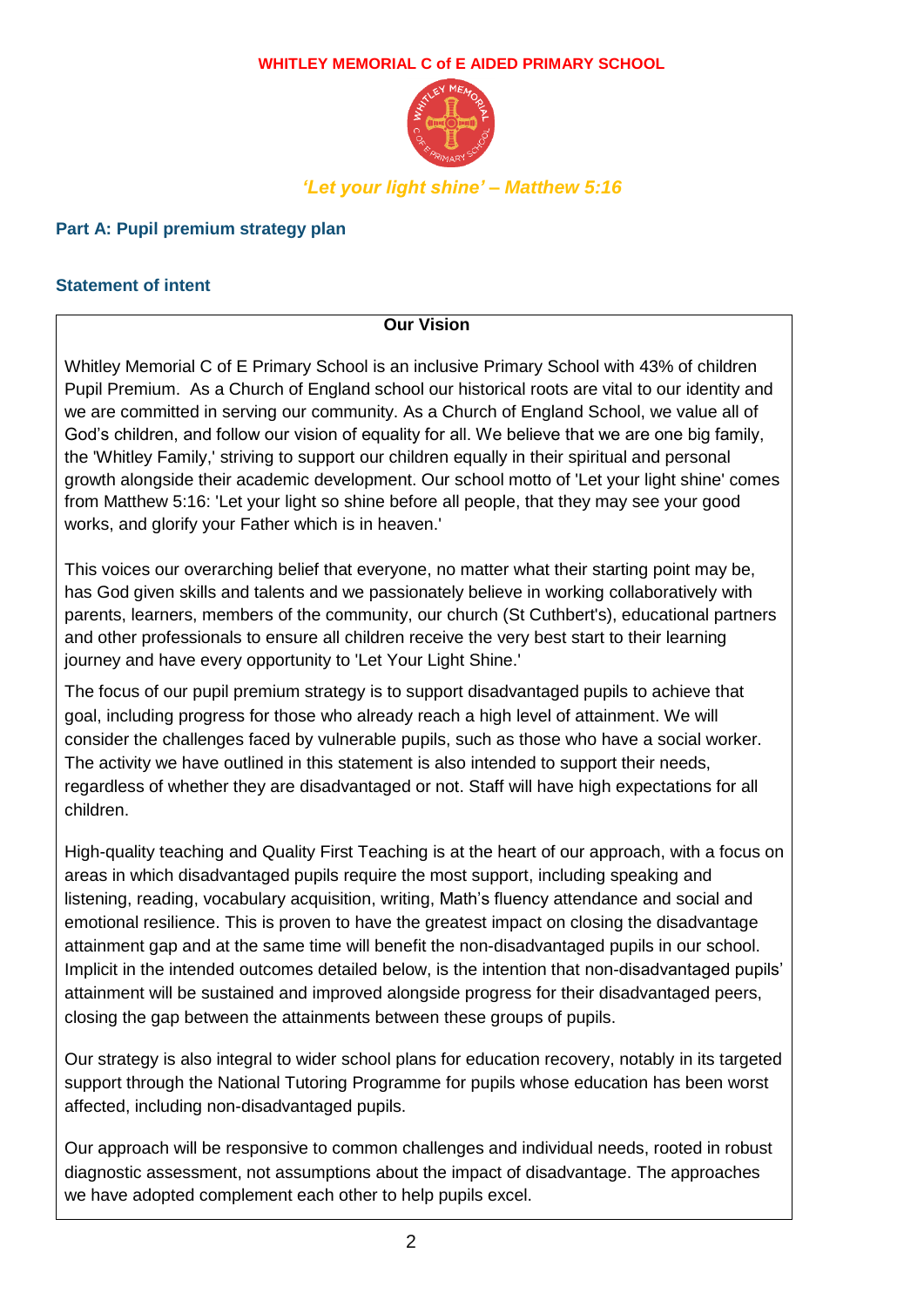**WHITLEY MEMORIAL C of E AIDED PRIMARY SCHOOL**

***'Let your light shine' – Matthew 5:16***

## Part A: Pupil premium strategy plan

### Statement of intent

**Our Vision**

Whitley Memorial C of E Primary School is an inclusive Primary School with 43% of children Pupil Premium. As a Church of England school our historical roots are vital to our identity and we are committed in serving our community. As a Church of England School, we value all of God's children, and follow our vision of equality for all. We believe that we are one big family, the 'Whitley Family,' striving to support our children equally in their spiritual and personal growth alongside their academic development. Our school motto of 'Let your light shine' comes from Matthew 5:16: 'Let your light so shine before all people, that they may see your good works, and glorify your Father which is in heaven.'

This voices our overarching belief that everyone, no matter what their starting point may be, has God given skills and talents and we passionately believe in working collaboratively with parents, learners, members of the community, our church (St Cuthbert's), educational partners and other professionals to ensure all children receive the very best start to their learning journey and have every opportunity to 'Let Your Light Shine.'

The focus of our pupil premium strategy is to support disadvantaged pupils to achieve that goal, including progress for those who already reach a high level of attainment. We will consider the challenges faced by vulnerable pupils, such as those who have a social worker. The activity we have outlined in this statement is also intended to support their needs, regardless of whether they are disadvantaged or not. Staff will have high expectations for all children.

High-quality teaching and Quality First Teaching is at the heart of our approach, with a focus on areas in which disadvantaged pupils require the most support, including speaking and listening, reading, vocabulary acquisition, writing, Math's fluency attendance and social and emotional resilience. This is proven to have the greatest impact on closing the disadvantage attainment gap and at the same time will benefit the non-disadvantaged pupils in our school. Implicit in the intended outcomes detailed below, is the intention that non-disadvantaged pupils' attainment will be sustained and improved alongside progress for their disadvantaged peers, closing the gap between the attainments between these groups of pupils.

Our strategy is also integral to wider school plans for education recovery, notably in its targeted support through the National Tutoring Programme for pupils whose education has been worst affected, including non-disadvantaged pupils.

Our approach will be responsive to common challenges and individual needs, rooted in robust diagnostic assessment, not assumptions about the impact of disadvantage. The approaches we have adopted complement each other to help pupils excel.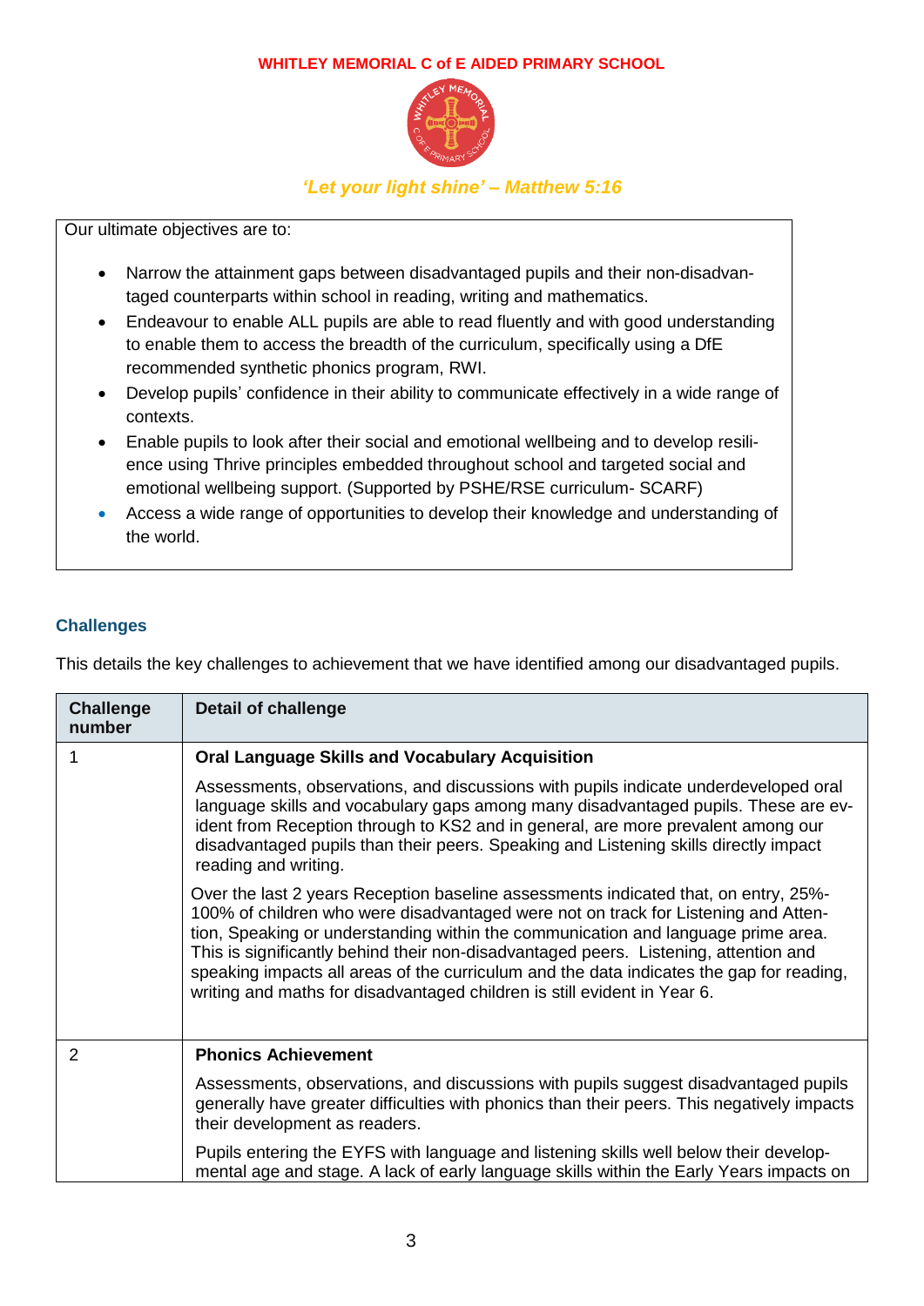**WHITLEY MEMORIAL C of E AIDED PRIMARY SCHOOL**

*'Let your light shine' – Matthew 5:16*

Our ultimate objectives are to:

- Narrow the attainment gaps between disadvantaged pupils and their non-disadvantaged counterparts within school in reading, writing and mathematics.
- Endeavour to enable ALL pupils are able to read fluently and with good understanding to enable them to access the breadth of the curriculum, specifically using a DfE recommended synthetic phonics program, RWI.
- Develop pupils' confidence in their ability to communicate effectively in a wide range of contexts.
- Enable pupils to look after their social and emotional wellbeing and to develop resilience using Thrive principles embedded throughout school and targeted social and emotional wellbeing support. (Supported by PSHE/RSE curriculum- SCARF)
- Access a wide range of opportunities to develop their knowledge and understanding of the world.

## Challenges

This details the key challenges to achievement that we have identified among our disadvantaged pupils.

| Challenge number | Detail of challenge |
|---|---|
| 1 | **Oral Language Skills and Vocabulary Acquisition**<br><br>Assessments, observations, and discussions with pupils indicate underdeveloped oral language skills and vocabulary gaps among many disadvantaged pupils. These are evident from Reception through to KS2 and in general, are more prevalent among our disadvantaged pupils than their peers. Speaking and Listening skills directly impact reading and writing.<br><br>Over the last 2 years Reception baseline assessments indicated that, on entry, 25%-100% of children who were disadvantaged were not on track for Listening and Attention, Speaking or understanding within the communication and language prime area. This is significantly behind their non-disadvantaged peers. Listening, attention and speaking impacts all areas of the curriculum and the data indicates the gap for reading, writing and maths for disadvantaged children is still evident in Year 6. |
| 2 | **Phonics Achievement**<br><br>Assessments, observations, and discussions with pupils suggest disadvantaged pupils generally have greater difficulties with phonics than their peers. This negatively impacts their development as readers.<br><br>Pupils entering the EYFS with language and listening skills well below their developmental age and stage. A lack of early language skills within the Early Years impacts on |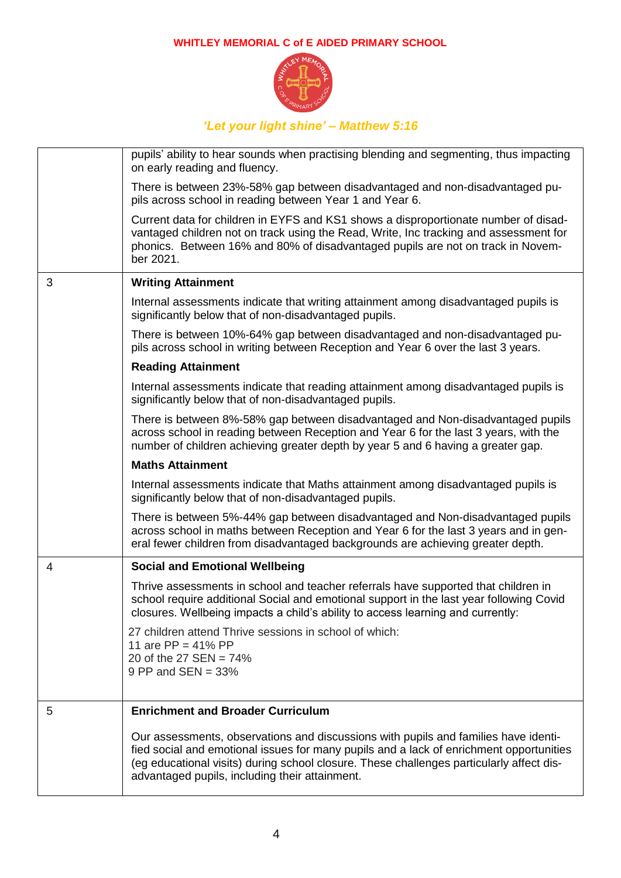| | |
|---|---|
| | pupils' ability to hear sounds when practising blending and segmenting, thus impacting on early reading and fluency.<br><br>There is between 23%-58% gap between disadvantaged and non-disadvantaged pupils across school in reading between Year 1 and Year 6.<br><br>Current data for children in EYFS and KS1 shows a disproportionate number of disadvantaged children not on track using the Read, Write, Inc tracking and assessment for phonics. Between 16% and 80% of disadvantaged pupils are not on track in November 2021. |
| 3 | **Writing Attainment**<br><br>Internal assessments indicate that writing attainment among disadvantaged pupils is significantly below that of non-disadvantaged pupils.<br><br>There is between 10%-64% gap between disadvantaged and non-disadvantaged pupils across school in writing between Reception and Year 6 over the last 3 years.<br><br>**Reading Attainment**<br><br>Internal assessments indicate that reading attainment among disadvantaged pupils is significantly below that of non-disadvantaged pupils.<br><br>There is between 8%-58% gap between disadvantaged and Non-disadvantaged pupils across school in reading between Reception and Year 6 for the last 3 years, with the number of children achieving greater depth by year 5 and 6 having a greater gap.<br><br>**Maths Attainment**<br><br>Internal assessments indicate that Maths attainment among disadvantaged pupils is significantly below that of non-disadvantaged pupils.<br><br>There is between 5%-44% gap between disadvantaged and Non-disadvantaged pupils across school in maths between Reception and Year 6 for the last 3 years and in general fewer children from disadvantaged backgrounds are achieving greater depth. |
| 4 | **Social and Emotional Wellbeing**<br><br>Thrive assessments in school and teacher referrals have supported that children in school require additional Social and emotional support in the last year following Covid closures. Wellbeing impacts a child's ability to access learning and currently:<br><br>27 children attend Thrive sessions in school of which:<br>11 are PP = 41% PP<br>20 of the 27 SEN = 74%<br>9 PP and SEN = 33% |
| 5 | **Enrichment and Broader Curriculum**<br><br>Our assessments, observations and discussions with pupils and families have identified social and emotional issues for many pupils and a lack of enrichment opportunities (eg educational visits) during school closure. These challenges particularly affect disadvantaged pupils, including their attainment. |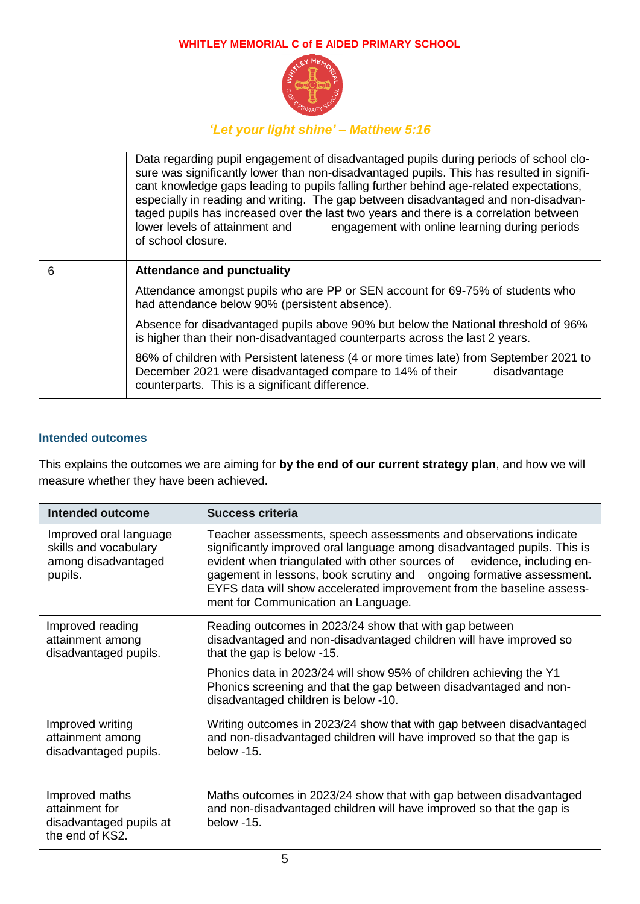| | |
|---|---|
| | Data regarding pupil engagement of disadvantaged pupils during periods of school closure was significantly lower than non-disadvantaged pupils. This has resulted in significant knowledge gaps leading to pupils falling further behind age-related expectations, especially in reading and writing. The gap between disadvantaged and non-disadvantaged pupils has increased over the last two years and there is a correlation between lower levels of attainment and engagement with online learning during periods of school closure. |
| 6 | **Attendance and punctuality**<br><br>Attendance amongst pupils who are PP or SEN account for 69-75% of students who had attendance below 90% (persistent absence).<br><br>Absence for disadvantaged pupils above 90% but below the National threshold of 96% is higher than their non-disadvantaged counterparts across the last 2 years.<br><br>86% of children with Persistent lateness (4 or more times late) from September 2021 to December 2021 were disadvantaged compare to 14% of their disadvantage counterparts. This is a significant difference. |

## Intended outcomes

This explains the outcomes we are aiming for **by the end of our current strategy plan**, and how we will measure whether they have been achieved.

| Intended outcome | Success criteria |
|---|---|
| Improved oral language skills and vocabulary among disadvantaged pupils. | Teacher assessments, speech assessments and observations indicate significantly improved oral language among disadvantaged pupils. This is evident when triangulated with other sources of evidence, including engagement in lessons, book scrutiny and ongoing formative assessment. EYFS data will show accelerated improvement from the baseline assessment for Communication an Language. |
| Improved reading attainment among disadvantaged pupils. | Reading outcomes in 2023/24 show that with gap between disadvantaged and non-disadvantaged children will have improved so that the gap is below -15.<br><br>Phonics data in 2023/24 will show 95% of children achieving the Y1 Phonics screening and that the gap between disadvantaged and non-disadvantaged children is below -10. |
| Improved writing attainment among disadvantaged pupils. | Writing outcomes in 2023/24 show that with gap between disadvantaged and non-disadvantaged children will have improved so that the gap is below -15. |
| Improved maths attainment for disadvantaged pupils at the end of KS2. | Maths outcomes in 2023/24 show that with gap between disadvantaged and non-disadvantaged children will have improved so that the gap is below -15. |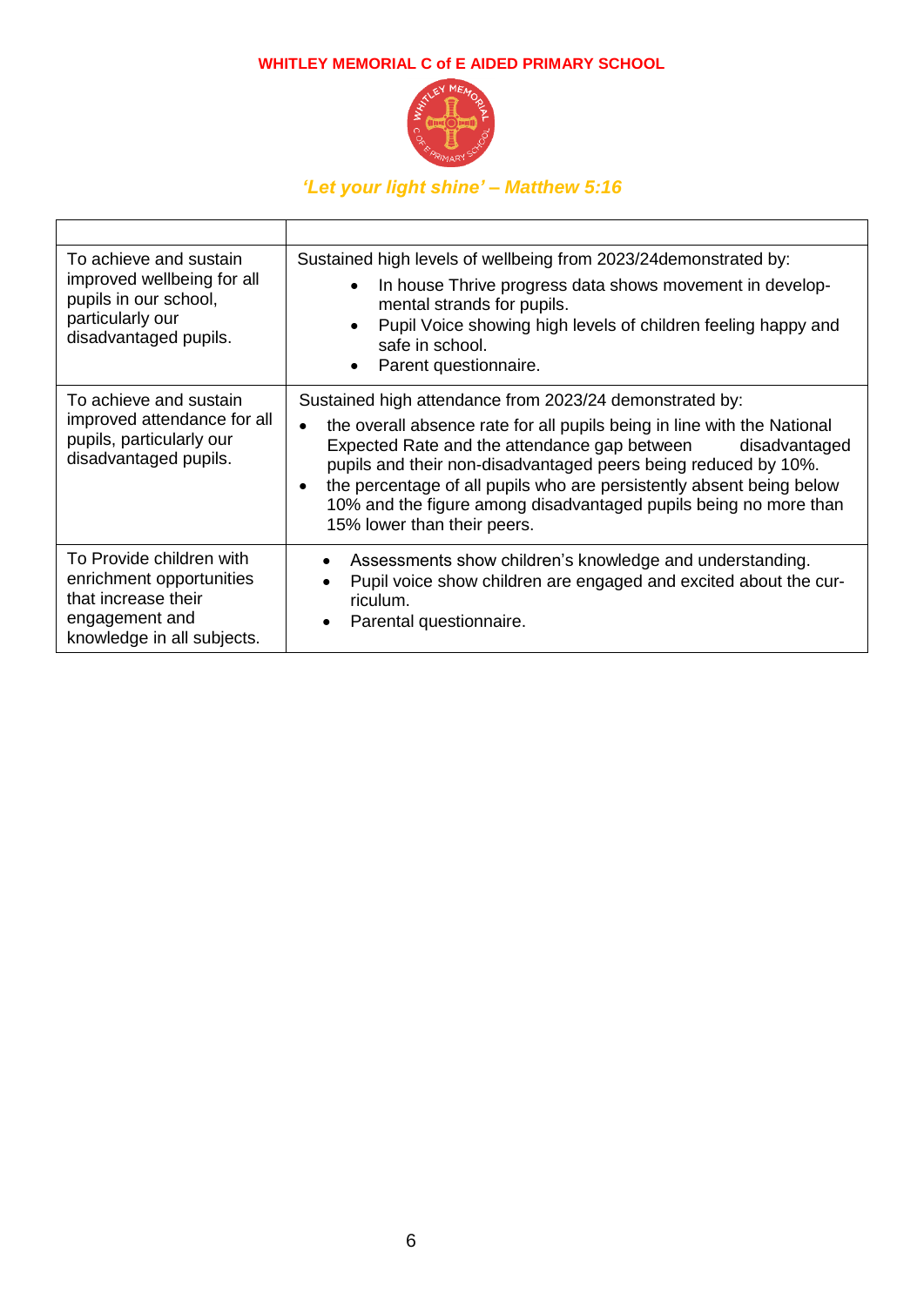| | |
|---|---|
| To achieve and sustain improved wellbeing for all pupils in our school, particularly our disadvantaged pupils. | Sustained high levels of wellbeing from 2023/24demonstrated by:<br>• In house Thrive progress data shows movement in developmental strands for pupils.<br>• Pupil Voice showing high levels of children feeling happy and safe in school.<br>• Parent questionnaire. |
| To achieve and sustain improved attendance for all pupils, particularly our disadvantaged pupils. | Sustained high attendance from 2023/24 demonstrated by:<br>• the overall absence rate for all pupils being in line with the National Expected Rate and the attendance gap between disadvantaged pupils and their non-disadvantaged peers being reduced by 10%.<br>• the percentage of all pupils who are persistently absent being below 10% and the figure among disadvantaged pupils being no more than 15% lower than their peers. |
| To Provide children with enrichment opportunities that increase their engagement and knowledge in all subjects. | • Assessments show children's knowledge and understanding.<br>• Pupil voice show children are engaged and excited about the curriculum.<br>• Parental questionnaire. |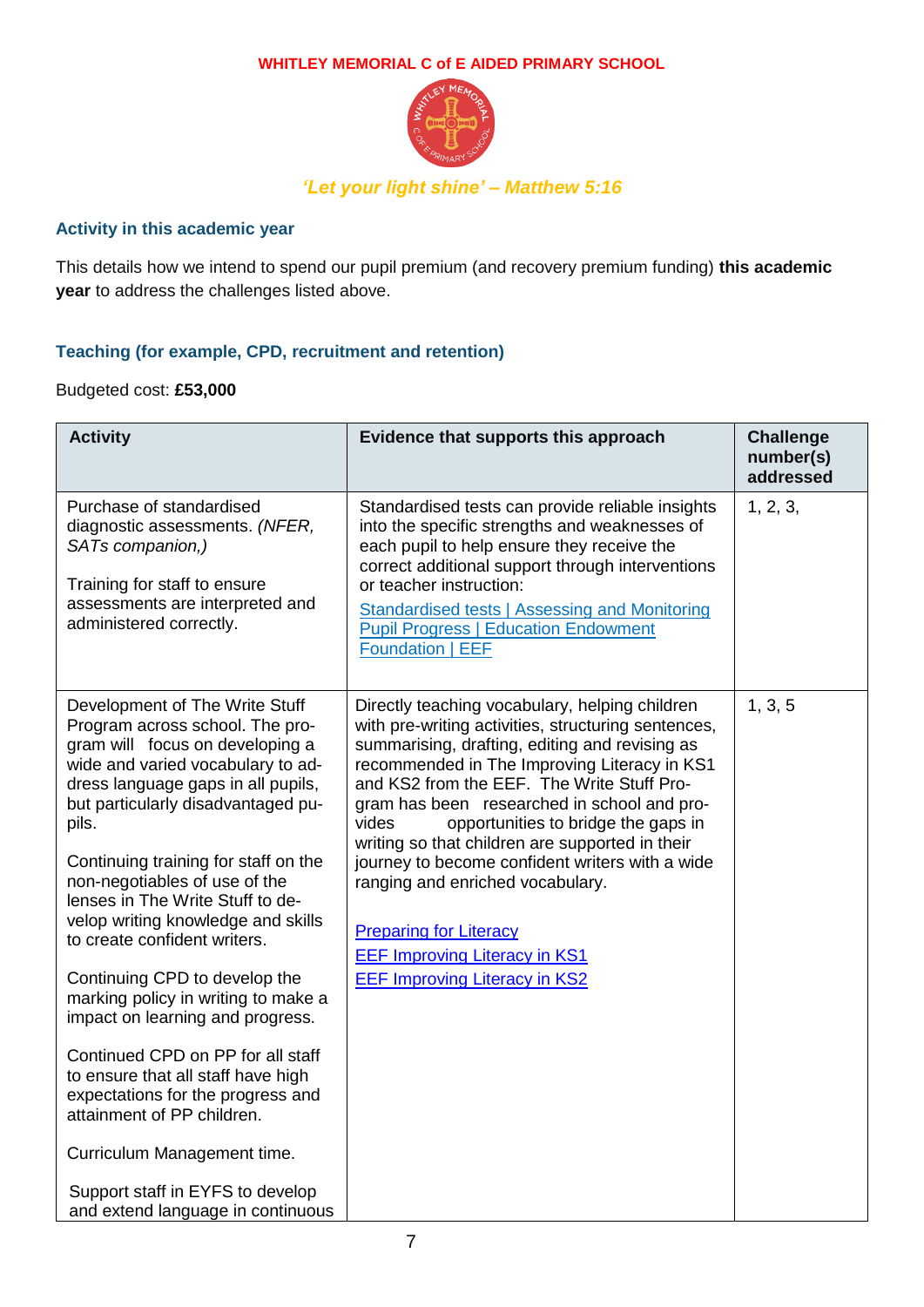WHITLEY MEMORIAL C of E AIDED PRIMARY SCHOOL

*'Let your light shine' – Matthew 5:16*

### Activity in this academic year

This details how we intend to spend our pupil premium (and recovery premium funding) **this academic year** to address the challenges listed above.

### Teaching (for example, CPD, recruitment and retention)

Budgeted cost: **£53,000**

| Activity | Evidence that supports this approach | Challenge number(s) addressed |
|---|---|---|
| Purchase of standardised diagnostic assessments. *(NFER, SATs companion,)*<br><br>Training for staff to ensure assessments are interpreted and administered correctly. | Standardised tests can provide reliable insights into the specific strengths and weaknesses of each pupil to help ensure they receive the correct additional support through interventions or teacher instruction:<br>[Standardised tests \| Assessing and Monitoring Pupil Progress \| Education Endowment Foundation \| EEF]() | 1, 2, 3, |
| Development of The Write Stuff Program across school. The program will focus on developing a wide and varied vocabulary to address language gaps in all pupils, but particularly disadvantaged pupils.<br><br>Continuing training for staff on the non-negotiables of use of the lenses in The Write Stuff to develop writing knowledge and skills to create confident writers.<br><br>Continuing CPD to develop the marking policy in writing to make a impact on learning and progress.<br><br>Continued CPD on PP for all staff to ensure that all staff have high expectations for the progress and attainment of PP children.<br><br>Curriculum Management time.<br><br>Support staff in EYFS to develop and extend language in continuous | Directly teaching vocabulary, helping children with pre-writing activities, structuring sentences, summarising, drafting, editing and revising as recommended in The Improving Literacy in KS1 and KS2 from the EEF. The Write Stuff Program has been researched in school and provides opportunities to bridge the gaps in writing so that children are supported in their journey to become confident writers with a wide ranging and enriched vocabulary.<br><br>[Preparing for Literacy]()<br>[EEF Improving Literacy in KS1]()<br>[EEF Improving Literacy in KS2]() | 1, 3, 5 |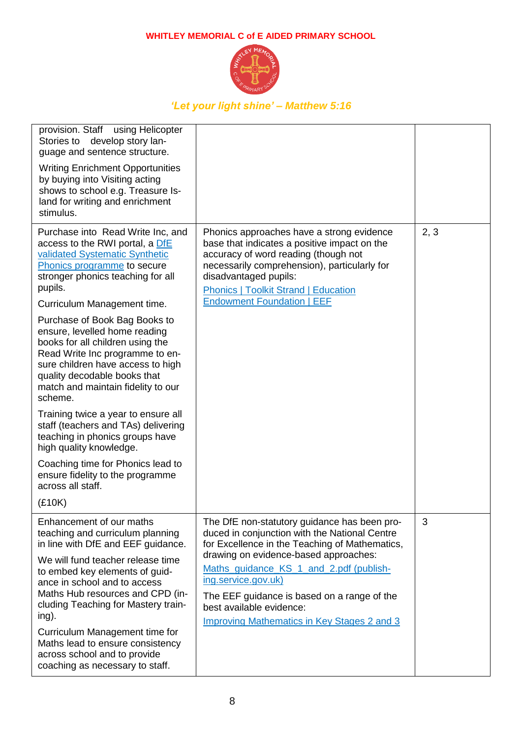| | | |
|---|---|---|
| provision. Staff using Helicopter Stories to develop story language and sentence structure.<br><br>Writing Enrichment Opportunities by buying into Visiting acting shows to school e.g. Treasure Island for writing and enrichment stimulus. | | |
| Purchase into Read Write Inc, and access to the RWI portal, a [DfE validated Systematic Synthetic Phonics programme]() to secure stronger phonics teaching for all pupils.<br><br>Curriculum Management time.<br><br>Purchase of Book Bag Books to ensure, levelled home reading books for all children using the Read Write Inc programme to ensure children have access to high quality decodable books that match and maintain fidelity to our scheme.<br><br>Training twice a year to ensure all staff (teachers and TAs) delivering teaching in phonics groups have high quality knowledge.<br><br>Coaching time for Phonics lead to ensure fidelity to the programme across all staff.<br><br>(£10K) | Phonics approaches have a strong evidence base that indicates a positive impact on the accuracy of word reading (though not necessarily comprehension), particularly for disadvantaged pupils:<br><br>[Phonics \| Toolkit Strand \| Education Endowment Foundation \| EEF]() | 2, 3 |
| Enhancement of our maths teaching and curriculum planning in line with DfE and EEF guidance.<br><br>We will fund teacher release time to embed key elements of guidance in school and to access Maths Hub resources and CPD (including Teaching for Mastery training).<br><br>Curriculum Management time for Maths lead to ensure consistency across school and to provide coaching as necessary to staff. | The DfE non-statutory guidance has been produced in conjunction with the National Centre for Excellence in the Teaching of Mathematics, drawing on evidence-based approaches:<br><br>[Maths_guidance_KS_1_and_2.pdf (publishing.service.gov.uk)]()<br><br>The EEF guidance is based on a range of the best available evidence:<br><br>[Improving Mathematics in Key Stages 2 and 3]() | 3 |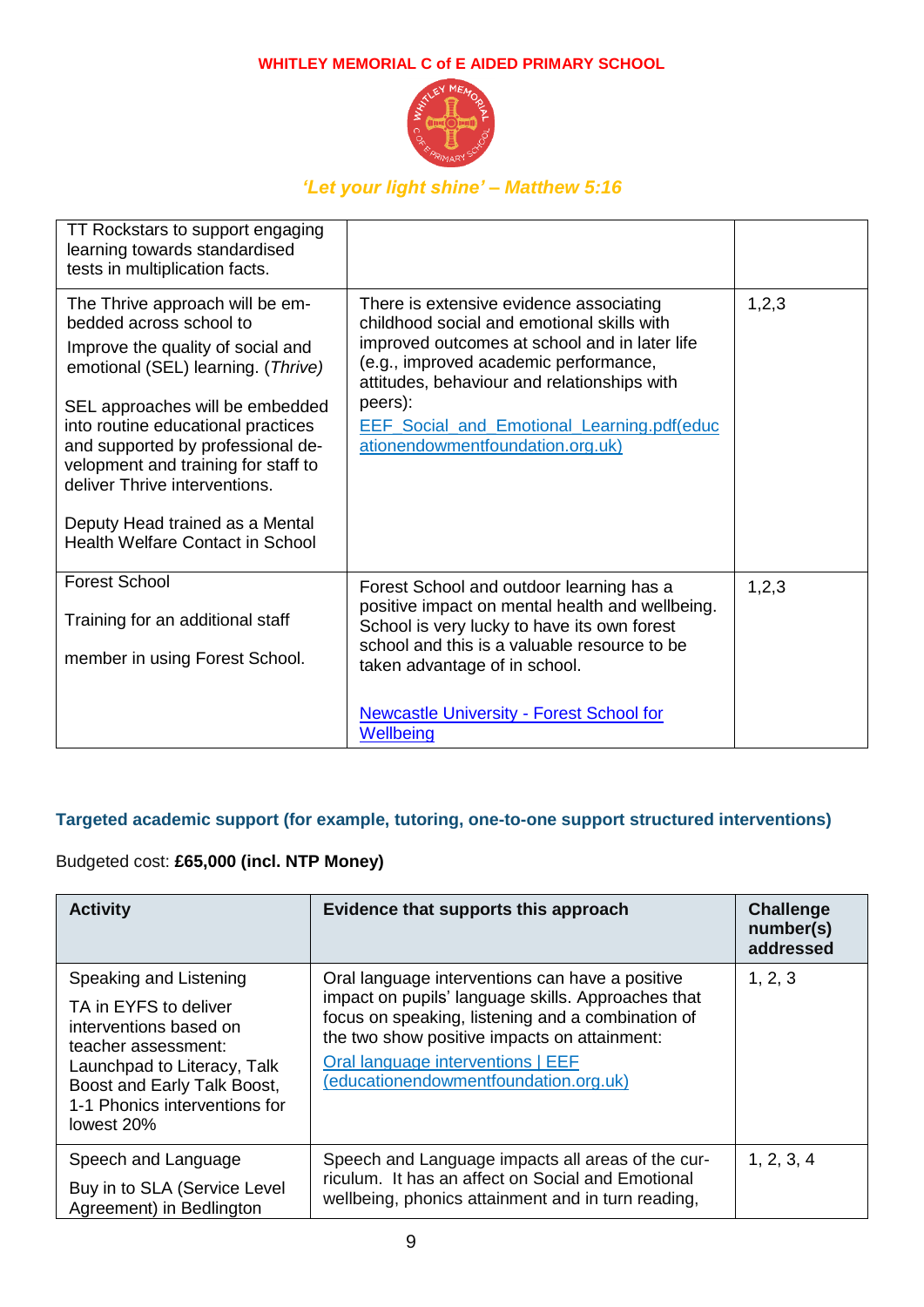| | | |
|---|---|---|
| TT Rockstars to support engaging learning towards standardised tests in multiplication facts. | | |
| The Thrive approach will be embedded across school to<br><br>Improve the quality of social and emotional (SEL) learning. (*Thrive*)<br><br>SEL approaches will be embedded into routine educational practices and supported by professional development and training for staff to deliver Thrive interventions.<br><br>Deputy Head trained as a Mental Health Welfare Contact in School | There is extensive evidence associating childhood social and emotional skills with improved outcomes at school and in later life (e.g., improved academic performance, attitudes, behaviour and relationships with peers):<br>EEF_Social_and_Emotional_Learning.pdf(educationendowmentfoundation.org.uk) | 1,2,3 |
| Forest School<br><br>Training for an additional staff<br><br>member in using Forest School. | Forest School and outdoor learning has a positive impact on mental health and wellbeing. School is very lucky to have its own forest school and this is a valuable resource to be taken advantage of in school.<br><br>Newcastle University - Forest School for Wellbeing | 1,2,3 |

### Targeted academic support (for example, tutoring, one-to-one support structured interventions)

Budgeted cost: **£65,000 (incl. NTP Money)**

| Activity | Evidence that supports this approach | Challenge number(s) addressed |
|---|---|---|
| Speaking and Listening<br><br>TA in EYFS to deliver interventions based on teacher assessment: Launchpad to Literacy, Talk Boost and Early Talk Boost, 1-1 Phonics interventions for lowest 20% | Oral language interventions can have a positive impact on pupils' language skills. Approaches that focus on speaking, listening and a combination of the two show positive impacts on attainment:<br>Oral language interventions \| EEF (educationendowmentfoundation.org.uk) | 1, 2, 3 |
| Speech and Language<br><br>Buy in to SLA (Service Level Agreement) in Bedlington | Speech and Language impacts all areas of the curriculum. It has an affect on Social and Emotional wellbeing, phonics attainment and in turn reading, | 1, 2, 3, 4 |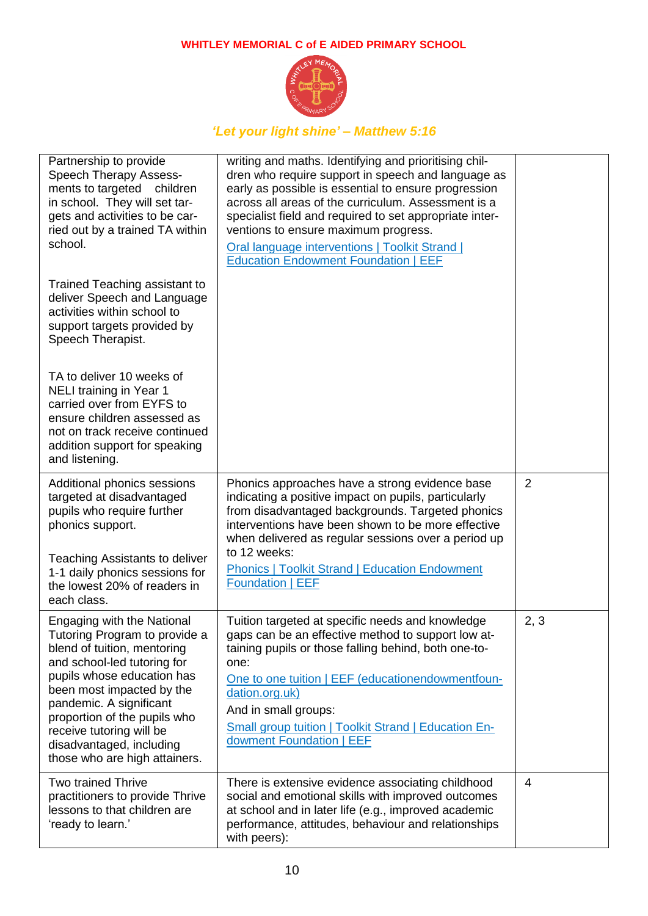| | | |
|---|---|---|
| Partnership to provide Speech Therapy Assessments to targeted children in school. They will set targets and activities to be carried out by a trained TA within school.<br><br>Trained Teaching assistant to deliver Speech and Language activities within school to support targets provided by Speech Therapist.<br><br>TA to deliver 10 weeks of NELI training in Year 1 carried over from EYFS to ensure children assessed as not on track receive continued addition support for speaking and listening. | writing and maths. Identifying and prioritising children who require support in speech and language as early as possible is essential to ensure progression across all areas of the curriculum. Assessment is a specialist field and required to set appropriate interventions to ensure maximum progress.<br><br>[Oral language interventions \| Toolkit Strand \| Education Endowment Foundation \| EEF] | |
| Additional phonics sessions targeted at disadvantaged pupils who require further phonics support.<br><br>Teaching Assistants to deliver 1-1 daily phonics sessions for the lowest 20% of readers in each class. | Phonics approaches have a strong evidence base indicating a positive impact on pupils, particularly from disadvantaged backgrounds. Targeted phonics interventions have been shown to be more effective when delivered as regular sessions over a period up to 12 weeks:<br><br>[Phonics \| Toolkit Strand \| Education Endowment Foundation \| EEF] | 2 |
| Engaging with the National Tutoring Program to provide a blend of tuition, mentoring and school-led tutoring for pupils whose education has been most impacted by the pandemic. A significant proportion of the pupils who receive tutoring will be disadvantaged, including those who are high attainers. | Tuition targeted at specific needs and knowledge gaps can be an effective method to support low attaining pupils or those falling behind, both one-to-one:<br><br>[One to one tuition \| EEF (educationendowmentfoundation.org.uk)]<br><br>And in small groups:<br><br>[Small group tuition \| Toolkit Strand \| Education Endowment Foundation \| EEF] | 2, 3 |
| Two trained Thrive practitioners to provide Thrive lessons to that children are 'ready to learn.' | There is extensive evidence associating childhood social and emotional skills with improved outcomes at school and in later life (e.g., improved academic performance, attitudes, behaviour and relationships with peers): | 4 |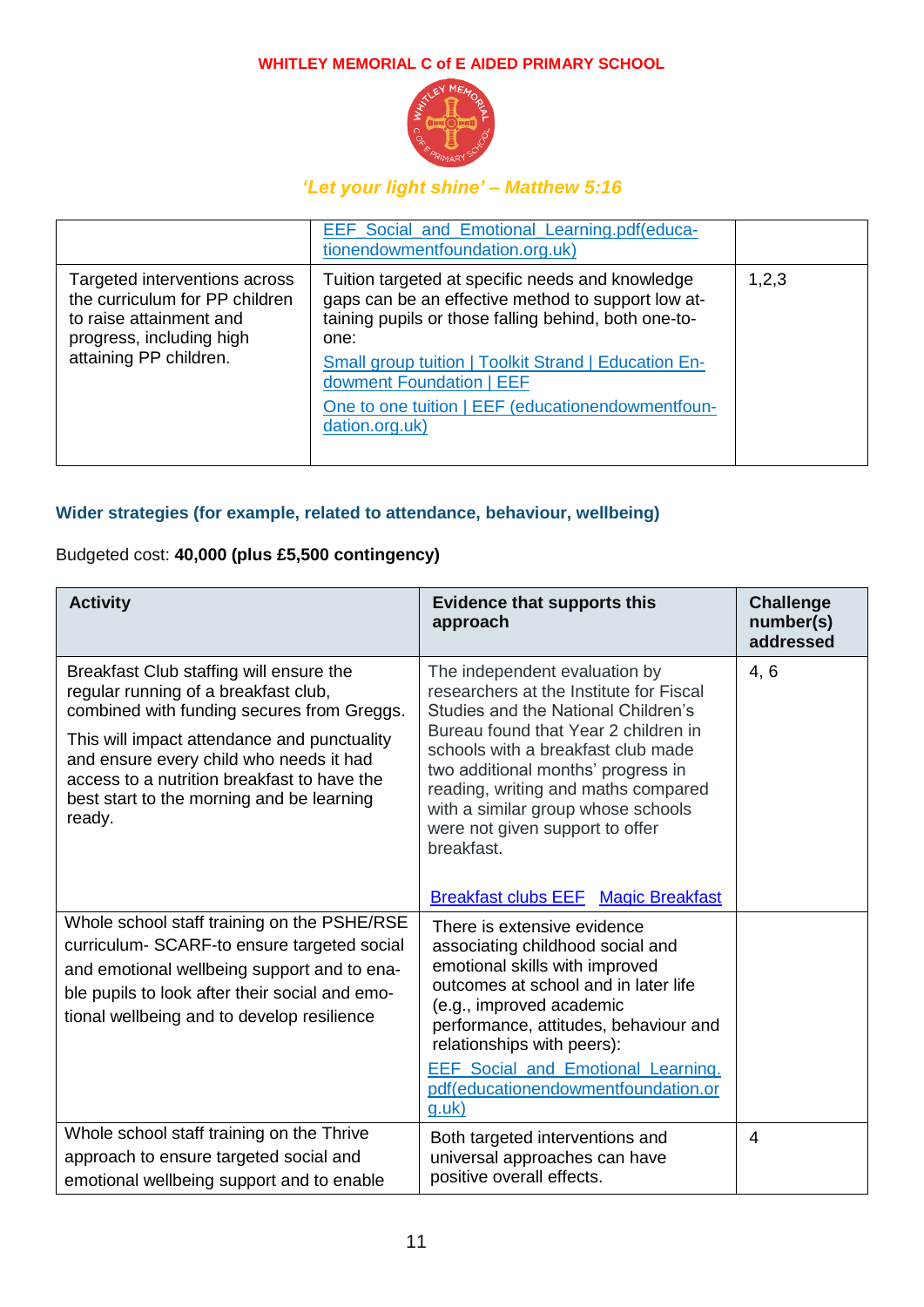| | | |
|---|---|---|
| | EEF_Social_and_Emotional_Learning.pdf(educationendowmentfoundation.org.uk) | |
| Targeted interventions across the curriculum for PP children to raise attainment and progress, including high attaining PP children. | Tuition targeted at specific needs and knowledge gaps can be an effective method to support low attaining pupils or those falling behind, both one-to-one:<br>Small group tuition \| Toolkit Strand \| Education Endowment Foundation \| EEF<br>One to one tuition \| EEF (educationendowmentfoundation.org.uk) | 1,2,3 |

### Wider strategies (for example, related to attendance, behaviour, wellbeing)

Budgeted cost: **40,000 (plus £5,500 contingency)**

| Activity | Evidence that supports this approach | Challenge number(s) addressed |
|---|---|---|
| Breakfast Club staffing will ensure the regular running of a breakfast club, combined with funding secures from Greggs.<br>This will impact attendance and punctuality and ensure every child who needs it had access to a nutrition breakfast to have the best start to the morning and be learning ready. | The independent evaluation by researchers at the Institute for Fiscal Studies and the National Children's Bureau found that Year 2 children in schools with a breakfast club made two additional months' progress in reading, writing and maths compared with a similar group whose schools were not given support to offer breakfast.<br>Breakfast clubs EEF  Magic Breakfast | 4, 6 |
| Whole school staff training on the PSHE/RSE curriculum- SCARF-to ensure targeted social and emotional wellbeing support and to enable pupils to look after their social and emotional wellbeing and to develop resilience | There is extensive evidence associating childhood social and emotional skills with improved outcomes at school and in later life (e.g., improved academic performance, attitudes, behaviour and relationships with peers):<br>EEF_Social_and_Emotional_Learning.pdf(educationendowmentfoundation.org.uk) | |
| Whole school staff training on the Thrive approach to ensure targeted social and emotional wellbeing support and to enable | Both targeted interventions and universal approaches can have positive overall effects. | 4 |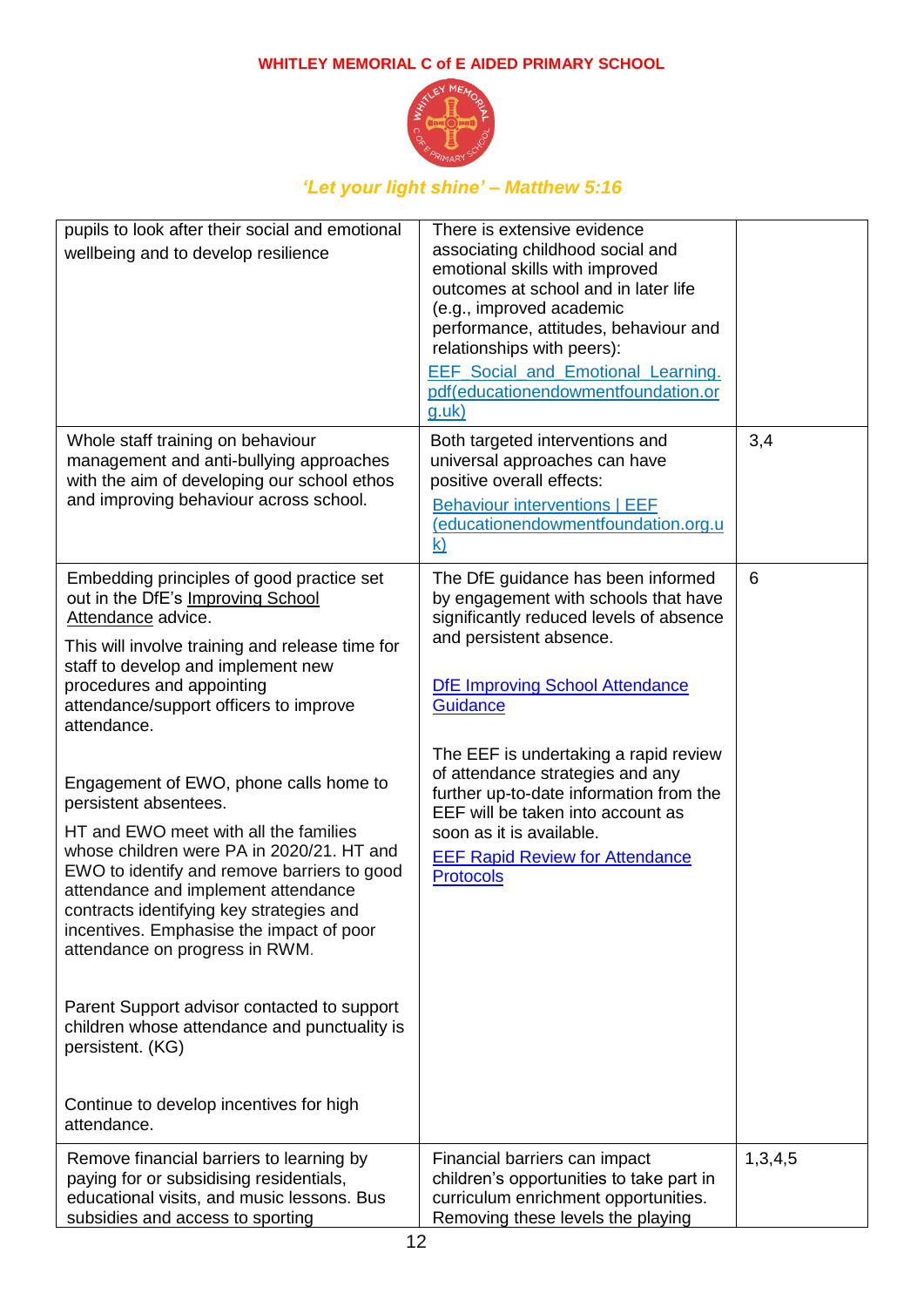| | | |
|---|---|---|
| pupils to look after their social and emotional wellbeing and to develop resilience | There is extensive evidence associating childhood social and emotional skills with improved outcomes at school and in later life (e.g., improved academic performance, attitudes, behaviour and relationships with peers): [EEF_Social_and_Emotional_Learning.pdf(educationendowmentfoundation.org.uk)] | |
| Whole staff training on behaviour management and anti-bullying approaches with the aim of developing our school ethos and improving behaviour across school. | Both targeted interventions and universal approaches can have positive overall effects: [Behaviour interventions \| EEF (educationendowmentfoundation.org.uk)] | 3,4 |
| Embedding principles of good practice set out in the DfE's Improving School Attendance advice.<br><br>This will involve training and release time for staff to develop and implement new procedures and appointing attendance/support officers to improve attendance.<br><br>Engagement of EWO, phone calls home to persistent absentees.<br><br>HT and EWO meet with all the families whose children were PA in 2020/21. HT and EWO to identify and remove barriers to good attendance and implement attendance contracts identifying key strategies and incentives. Emphasise the impact of poor attendance on progress in RWM.<br><br>Parent Support advisor contacted to support children whose attendance and punctuality is persistent. (KG)<br><br>Continue to develop incentives for high attendance. | The DfE guidance has been informed by engagement with schools that have significantly reduced levels of absence and persistent absence.<br><br>[DfE Improving School Attendance Guidance]<br><br>The EEF is undertaking a rapid review of attendance strategies and any further up-to-date information from the EEF will be taken into account as soon as it is available.<br>[EEF Rapid Review for Attendance Protocols] | 6 |
| Remove financial barriers to learning by paying for or subsidising residentials, educational visits, and music lessons. Bus subsidies and access to sporting | Financial barriers can impact children's opportunities to take part in curriculum enrichment opportunities. Removing these levels the playing | 1,3,4,5 |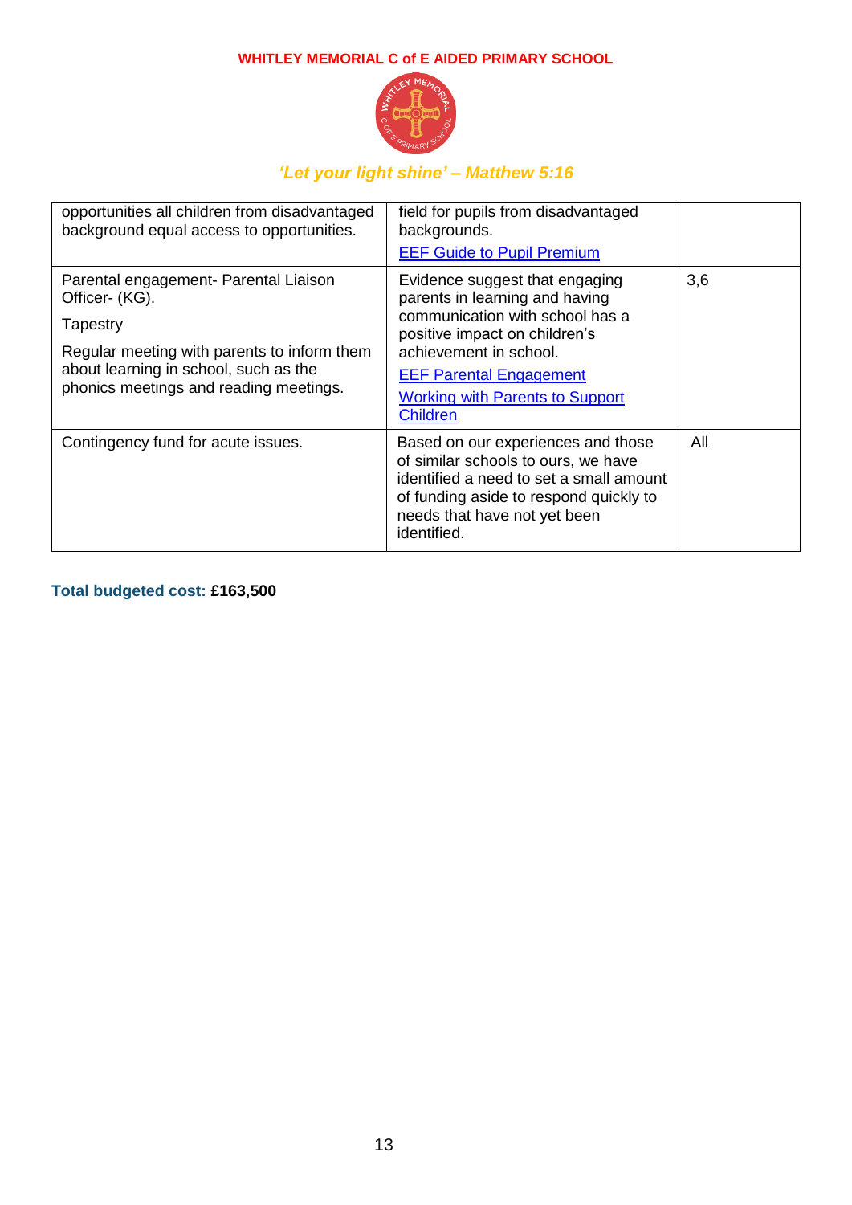| | | |
|---|---|---|
| opportunities all children from disadvantaged background equal access to opportunities. | field for pupils from disadvantaged backgrounds.<br>EEF Guide to Pupil Premium | |
| Parental engagement- Parental Liaison Officer- (KG).<br>Tapestry<br>Regular meeting with parents to inform them about learning in school, such as the phonics meetings and reading meetings. | Evidence suggest that engaging parents in learning and having communication with school has a positive impact on children's achievement in school.<br>EEF Parental Engagement<br>Working with Parents to Support Children | 3,6 |
| Contingency fund for acute issues. | Based on our experiences and those of similar schools to ours, we have identified a need to set a small amount of funding aside to respond quickly to needs that have not yet been identified. | All |

**Total budgeted cost: £163,500**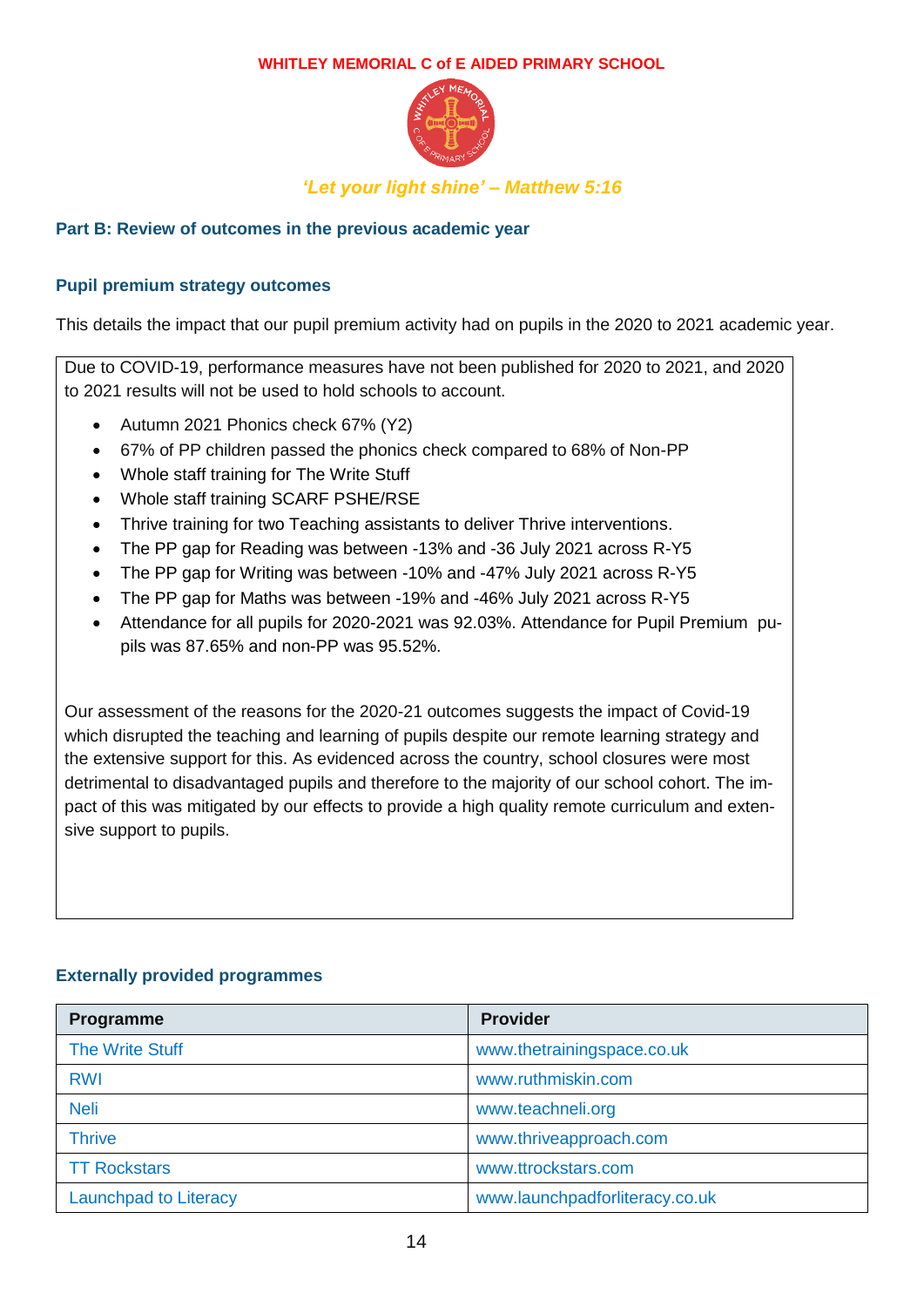WHITLEY MEMORIAL C of E AIDED PRIMARY SCHOOL

*'Let your light shine' – Matthew 5:16*

## Part B: Review of outcomes in the previous academic year

### Pupil premium strategy outcomes

This details the impact that our pupil premium activity had on pupils in the 2020 to 2021 academic year.

Due to COVID-19, performance measures have not been published for 2020 to 2021, and 2020 to 2021 results will not be used to hold schools to account.

- Autumn 2021 Phonics check 67% (Y2)
- 67% of PP children passed the phonics check compared to 68% of Non-PP
- Whole staff training for The Write Stuff
- Whole staff training SCARF PSHE/RSE
- Thrive training for two Teaching assistants to deliver Thrive interventions.
- The PP gap for Reading was between -13% and -36 July 2021 across R-Y5
- The PP gap for Writing was between -10% and -47% July 2021 across R-Y5
- The PP gap for Maths was between -19% and -46% July 2021 across R-Y5
- Attendance for all pupils for 2020-2021 was 92.03%. Attendance for Pupil Premium pupils was 87.65% and non-PP was 95.52%.

Our assessment of the reasons for the 2020-21 outcomes suggests the impact of Covid-19 which disrupted the teaching and learning of pupils despite our remote learning strategy and the extensive support for this. As evidenced across the country, school closures were most detrimental to disadvantaged pupils and therefore to the majority of our school cohort. The impact of this was mitigated by our effects to provide a high quality remote curriculum and extensive support to pupils.

### Externally provided programmes

| Programme | Provider |
|---|---|
| The Write Stuff | www.thetrainingspace.co.uk |
| RWI | www.ruthmiskin.com |
| Neli | www.teachneli.org |
| Thrive | www.thriveapproach.com |
| TT Rockstars | www.ttrockstars.com |
| Launchpad to Literacy | www.launchpadforliteracy.co.uk |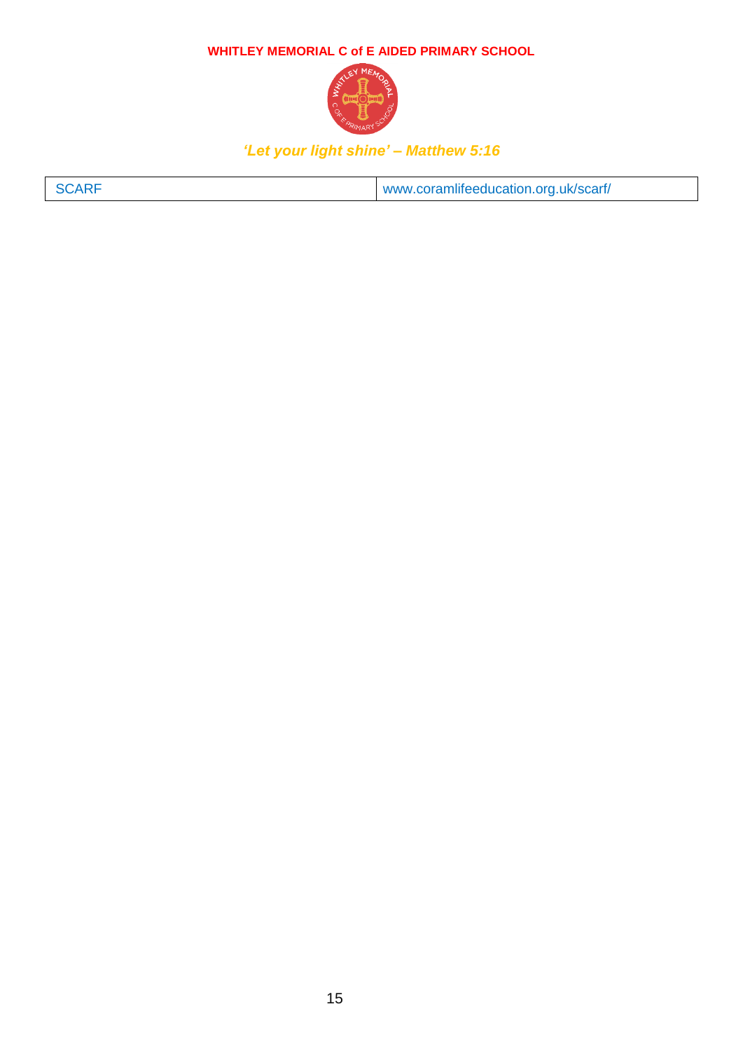| SCARF | www.coramlifeeducation.org.uk/scarf/ |
| --- | --- |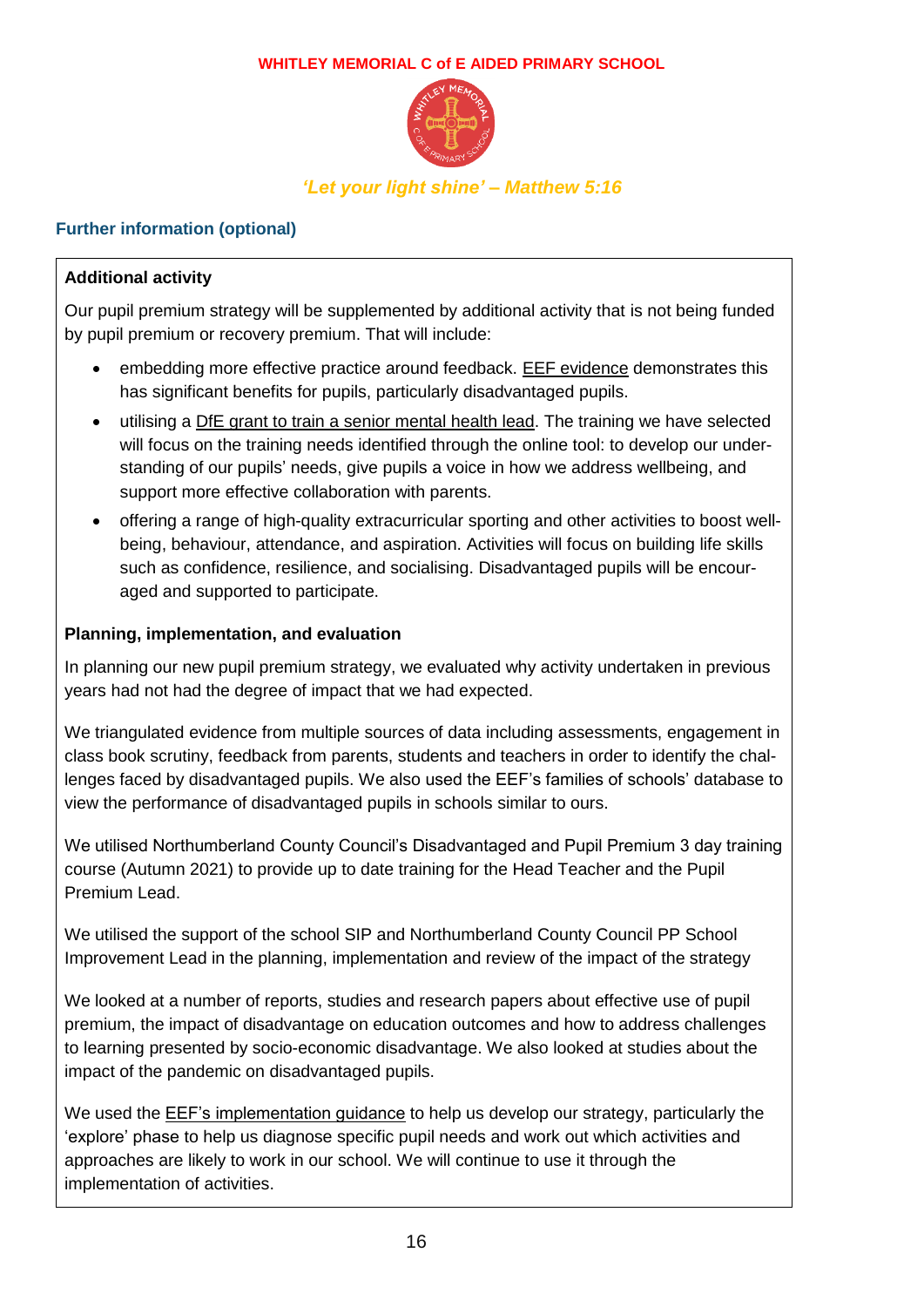## Further information (optional)

**Additional activity**

Our pupil premium strategy will be supplemented by additional activity that is not being funded by pupil premium or recovery premium. That will include:

- embedding more effective practice around feedback. EEF evidence demonstrates this has significant benefits for pupils, particularly disadvantaged pupils.
- utilising a DfE grant to train a senior mental health lead. The training we have selected will focus on the training needs identified through the online tool: to develop our understanding of our pupils' needs, give pupils a voice in how we address wellbeing, and support more effective collaboration with parents.
- offering a range of high-quality extracurricular sporting and other activities to boost wellbeing, behaviour, attendance, and aspiration. Activities will focus on building life skills such as confidence, resilience, and socialising. Disadvantaged pupils will be encouraged and supported to participate.

**Planning, implementation, and evaluation**

In planning our new pupil premium strategy, we evaluated why activity undertaken in previous years had not had the degree of impact that we had expected.

We triangulated evidence from multiple sources of data including assessments, engagement in class book scrutiny, feedback from parents, students and teachers in order to identify the challenges faced by disadvantaged pupils. We also used the EEF's families of schools' database to view the performance of disadvantaged pupils in schools similar to ours.

We utilised Northumberland County Council's Disadvantaged and Pupil Premium 3 day training course (Autumn 2021) to provide up to date training for the Head Teacher and the Pupil Premium Lead.

We utilised the support of the school SIP and Northumberland County Council PP School Improvement Lead in the planning, implementation and review of the impact of the strategy

We looked at a number of reports, studies and research papers about effective use of pupil premium, the impact of disadvantage on education outcomes and how to address challenges to learning presented by socio-economic disadvantage. We also looked at studies about the impact of the pandemic on disadvantaged pupils.

We used the EEF's implementation guidance to help us develop our strategy, particularly the 'explore' phase to help us diagnose specific pupil needs and work out which activities and approaches are likely to work in our school. We will continue to use it through the implementation of activities.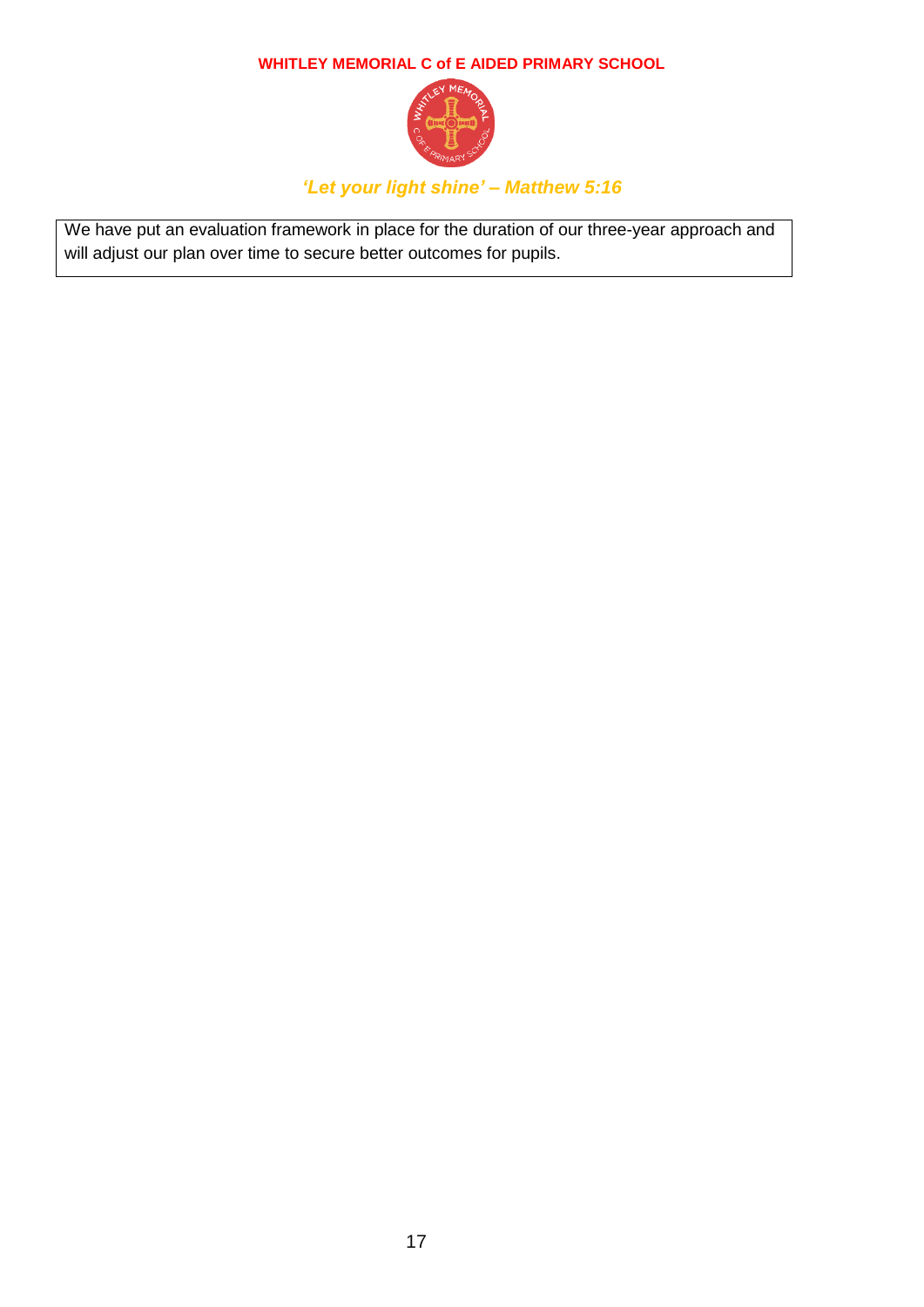We have put an evaluation framework in place for the duration of our three-year approach and will adjust our plan over time to secure better outcomes for pupils.